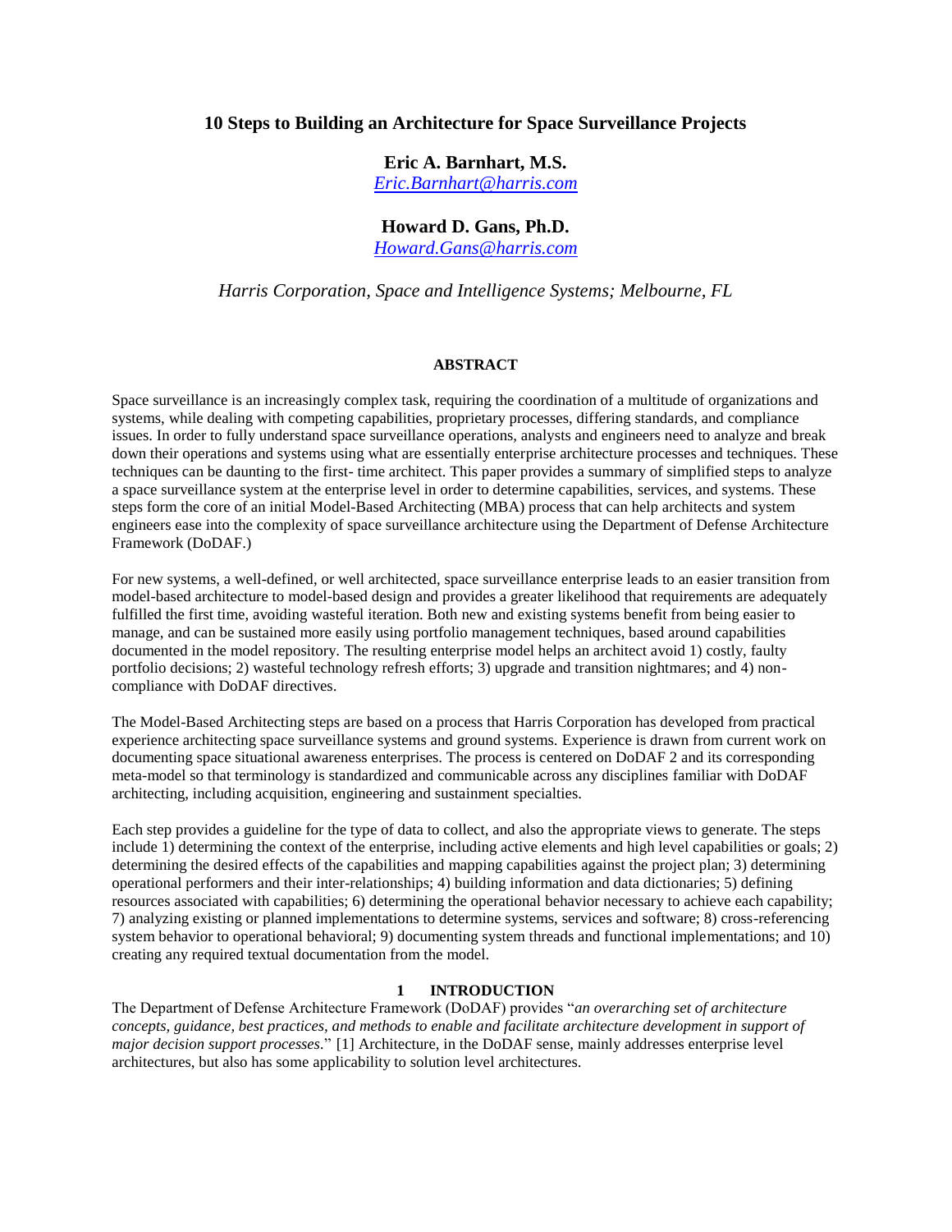# 10 Steps to Building an Architecture for Space Surveillance Projects

**Eric A. Barnhart, M.S.**
*Eric.Barnhart@harris.com*

**Howard D. Gans, Ph.D.**
*Howard.Gans@harris.com*

*Harris Corporation, Space and Intelligence Systems; Melbourne, FL*

## ABSTRACT

Space surveillance is an increasingly complex task, requiring the coordination of a multitude of organizations and systems, while dealing with competing capabilities, proprietary processes, differing standards, and compliance issues. In order to fully understand space surveillance operations, analysts and engineers need to analyze and break down their operations and systems using what are essentially enterprise architecture processes and techniques. These techniques can be daunting to the first- time architect. This paper provides a summary of simplified steps to analyze a space surveillance system at the enterprise level in order to determine capabilities, services, and systems. These steps form the core of an initial Model-Based Architecting (MBA) process that can help architects and system engineers ease into the complexity of space surveillance architecture using the Department of Defense Architecture Framework (DoDAF.)

For new systems, a well-defined, or well architected, space surveillance enterprise leads to an easier transition from model-based architecture to model-based design and provides a greater likelihood that requirements are adequately fulfilled the first time, avoiding wasteful iteration. Both new and existing systems benefit from being easier to manage, and can be sustained more easily using portfolio management techniques, based around capabilities documented in the model repository. The resulting enterprise model helps an architect avoid 1) costly, faulty portfolio decisions; 2) wasteful technology refresh efforts; 3) upgrade and transition nightmares; and 4) non-compliance with DoDAF directives.

The Model-Based Architecting steps are based on a process that Harris Corporation has developed from practical experience architecting space surveillance systems and ground systems. Experience is drawn from current work on documenting space situational awareness enterprises. The process is centered on DoDAF 2 and its corresponding meta-model so that terminology is standardized and communicable across any disciplines familiar with DoDAF architecting, including acquisition, engineering and sustainment specialties.

Each step provides a guideline for the type of data to collect, and also the appropriate views to generate. The steps include 1) determining the context of the enterprise, including active elements and high level capabilities or goals; 2) determining the desired effects of the capabilities and mapping capabilities against the project plan; 3) determining operational performers and their inter-relationships; 4) building information and data dictionaries; 5) defining resources associated with capabilities; 6) determining the operational behavior necessary to achieve each capability; 7) analyzing existing or planned implementations to determine systems, services and software; 8) cross-referencing system behavior to operational behavioral; 9) documenting system threads and functional implementations; and 10) creating any required textual documentation from the model.

## 1 INTRODUCTION

The Department of Defense Architecture Framework (DoDAF) provides "*an overarching set of architecture concepts, guidance, best practices, and methods to enable and facilitate architecture development in support of major decision support processes*." [1] Architecture, in the DoDAF sense, mainly addresses enterprise level architectures, but also has some applicability to solution level architectures.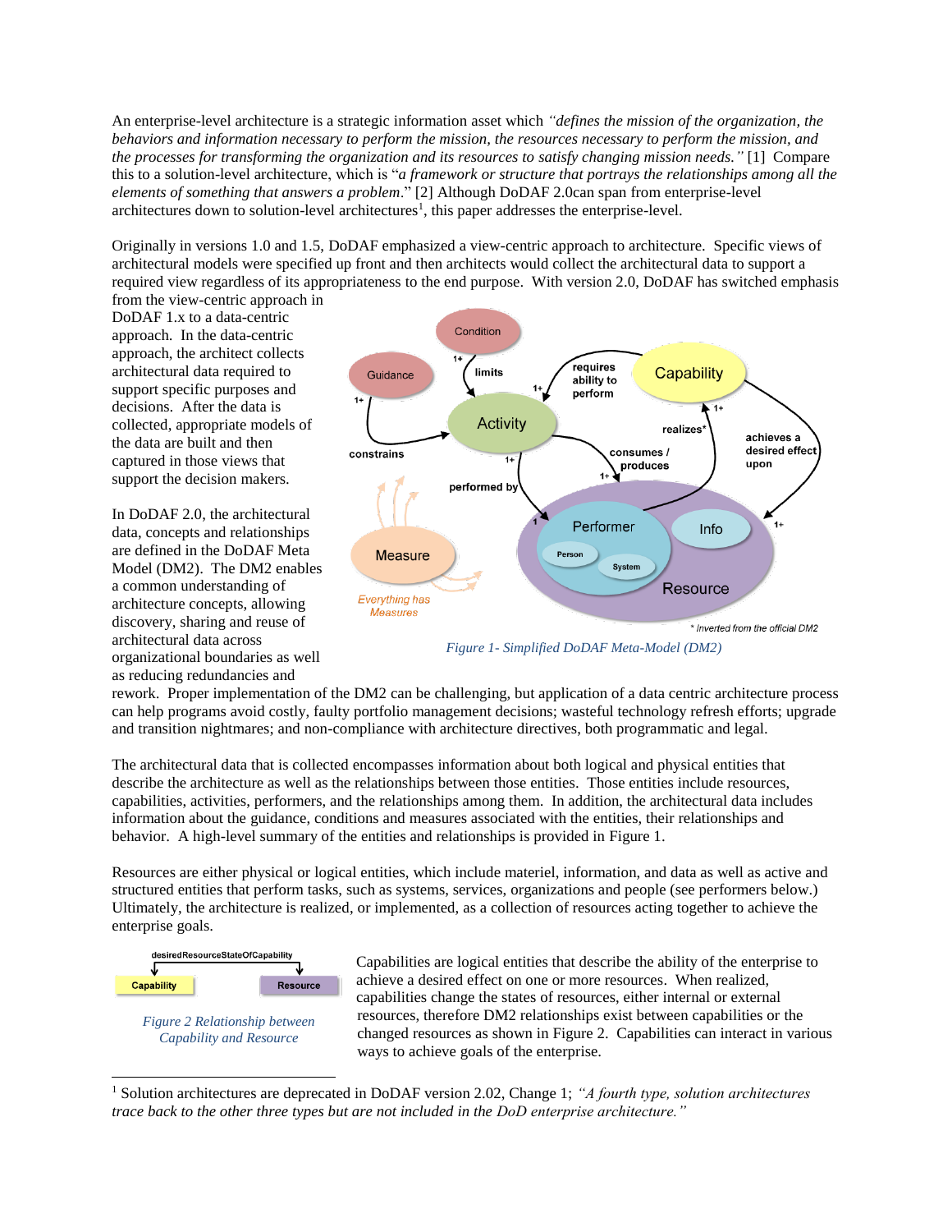An enterprise-level architecture is a strategic information asset which *"defines the mission of the organization, the behaviors and information necessary to perform the mission, the resources necessary to perform the mission, and the processes for transforming the organization and its resources to satisfy changing mission needs."* [1] Compare this to a solution-level architecture, which is "*a framework or structure that portrays the relationships among all the elements of something that answers a problem*." [2] Although DoDAF 2.0can span from enterprise-level architectures down to solution-level architectures[1], this paper addresses the enterprise-level.

Originally in versions 1.0 and 1.5, DoDAF emphasized a view-centric approach to architecture. Specific views of architectural models were specified up front and then architects would collect the architectural data to support a required view regardless of its appropriateness to the end purpose. With version 2.0, DoDAF has switched emphasis from the view-centric approach in DoDAF 1.x to a data-centric approach. In the data-centric approach, the architect collects architectural data required to support specific purposes and decisions. After the data is collected, appropriate models of the data are built and then captured in those views that support the decision makers.

*Figure 1- Simplified DoDAF Meta-Model (DM2)*

In DoDAF 2.0, the architectural data, concepts and relationships are defined in the DoDAF Meta Model (DM2). The DM2 enables a common understanding of architecture concepts, allowing discovery, sharing and reuse of architectural data across organizational boundaries as well as reducing redundancies and rework. Proper implementation of the DM2 can be challenging, but application of a data centric architecture process can help programs avoid costly, faulty portfolio management decisions; wasteful technology refresh efforts; upgrade and transition nightmares; and non-compliance with architecture directives, both programmatic and legal.

The architectural data that is collected encompasses information about both logical and physical entities that describe the architecture as well as the relationships between those entities. Those entities include resources, capabilities, activities, performers, and the relationships among them. In addition, the architectural data includes information about the guidance, conditions and measures associated with the entities, their relationships and behavior. A high-level summary of the entities and relationships is provided in Figure 1.

Resources are either physical or logical entities, which include materiel, information, and data as well as active and structured entities that perform tasks, such as systems, services, organizations and people (see performers below.) Ultimately, the architecture is realized, or implemented, as a collection of resources acting together to achieve the enterprise goals.

*Figure 2 Relationship between Capability and Resource*

Capabilities are logical entities that describe the ability of the enterprise to achieve a desired effect on one or more resources. When realized, capabilities change the states of resources, either internal or external resources, therefore DM2 relationships exist between capabilities or the changed resources as shown in Figure 2. Capabilities can interact in various ways to achieve goals of the enterprise.

---

[1] Solution architectures are deprecated in DoDAF version 2.02, Change 1; *"A fourth type, solution architectures trace back to the other three types but are not included in the DoD enterprise architecture."*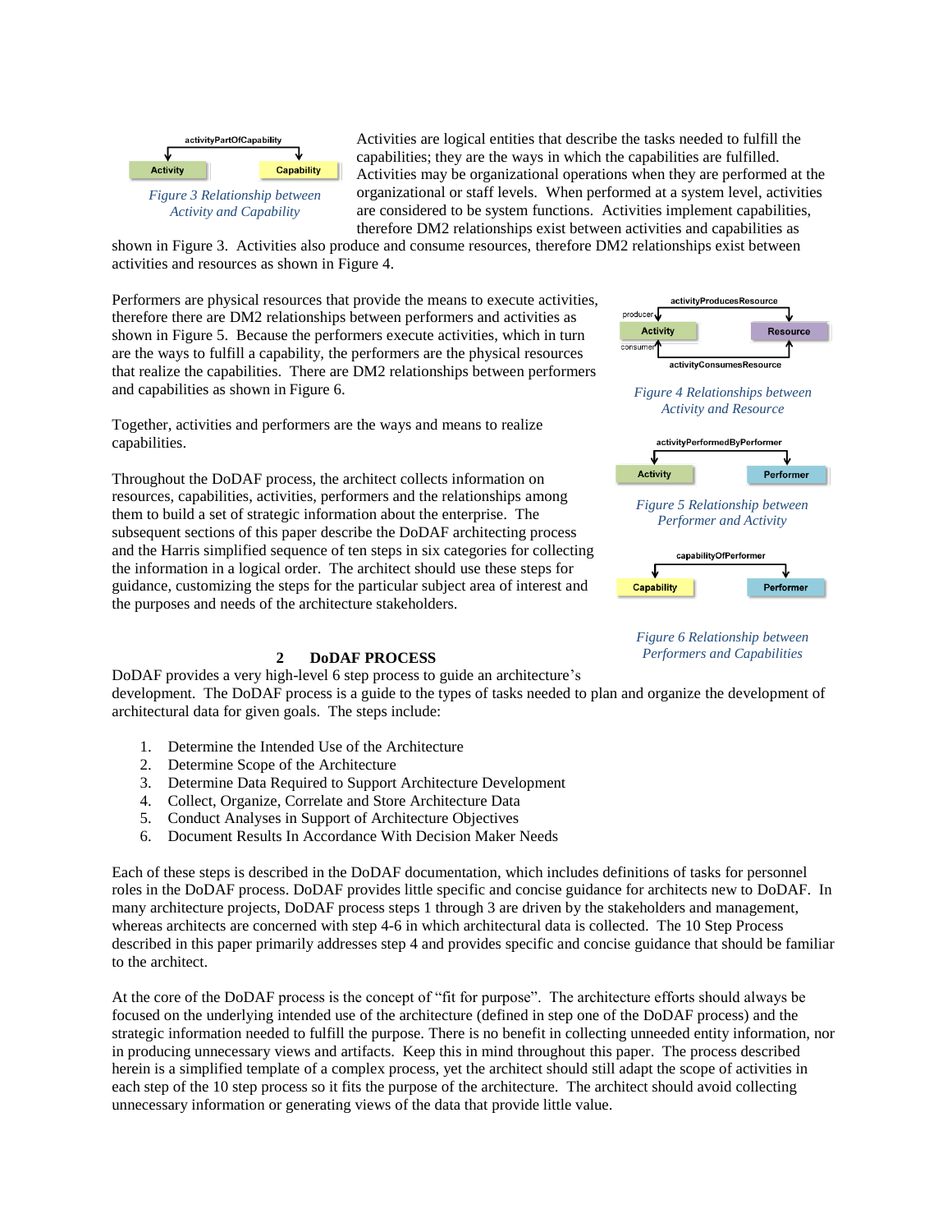Activities are logical entities that describe the tasks needed to fulfill the capabilities; they are the ways in which the capabilities are fulfilled. Activities may be organizational operations when they are performed at the organizational or staff levels. When performed at a system level, activities are considered to be system functions. Activities implement capabilities, therefore DM2 relationships exist between activities and capabilities as shown in Figure 3. Activities also produce and consume resources, therefore DM2 relationships exist between activities and resources as shown in Figure 4.

*Figure 3 Relationship between Activity and Capability*

Performers are physical resources that provide the means to execute activities, therefore there are DM2 relationships between performers and activities as shown in Figure 5. Because the performers execute activities, which in turn are the ways to fulfill a capability, the performers are the physical resources that realize the capabilities. There are DM2 relationships between performers and capabilities as shown in Figure 6.

*Figure 4 Relationships between Activity and Resource*

Together, activities and performers are the ways and means to realize capabilities.

*Figure 5 Relationship between Performer and Activity*

Throughout the DoDAF process, the architect collects information on resources, capabilities, activities, performers and the relationships among them to build a set of strategic information about the enterprise. The subsequent sections of this paper describe the DoDAF architecting process and the Harris simplified sequence of ten steps in six categories for collecting the information in a logical order. The architect should use these steps for guidance, customizing the steps for the particular subject area of interest and the purposes and needs of the architecture stakeholders.

*Figure 6 Relationship between Performers and Capabilities*

## 2 DoDAF PROCESS

DoDAF provides a very high-level 6 step process to guide an architecture's development. The DoDAF process is a guide to the types of tasks needed to plan and organize the development of architectural data for given goals. The steps include:

1. Determine the Intended Use of the Architecture
2. Determine Scope of the Architecture
3. Determine Data Required to Support Architecture Development
4. Collect, Organize, Correlate and Store Architecture Data
5. Conduct Analyses in Support of Architecture Objectives
6. Document Results In Accordance With Decision Maker Needs

Each of these steps is described in the DoDAF documentation, which includes definitions of tasks for personnel roles in the DoDAF process. DoDAF provides little specific and concise guidance for architects new to DoDAF. In many architecture projects, DoDAF process steps 1 through 3 are driven by the stakeholders and management, whereas architects are concerned with step 4-6 in which architectural data is collected. The 10 Step Process described in this paper primarily addresses step 4 and provides specific and concise guidance that should be familiar to the architect.

At the core of the DoDAF process is the concept of "fit for purpose". The architecture efforts should always be focused on the underlying intended use of the architecture (defined in step one of the DoDAF process) and the strategic information needed to fulfill the purpose. There is no benefit in collecting unneeded entity information, nor in producing unnecessary views and artifacts. Keep this in mind throughout this paper. The process described herein is a simplified template of a complex process, yet the architect should still adapt the scope of activities in each step of the 10 step process so it fits the purpose of the architecture. The architect should avoid collecting unnecessary information or generating views of the data that provide little value.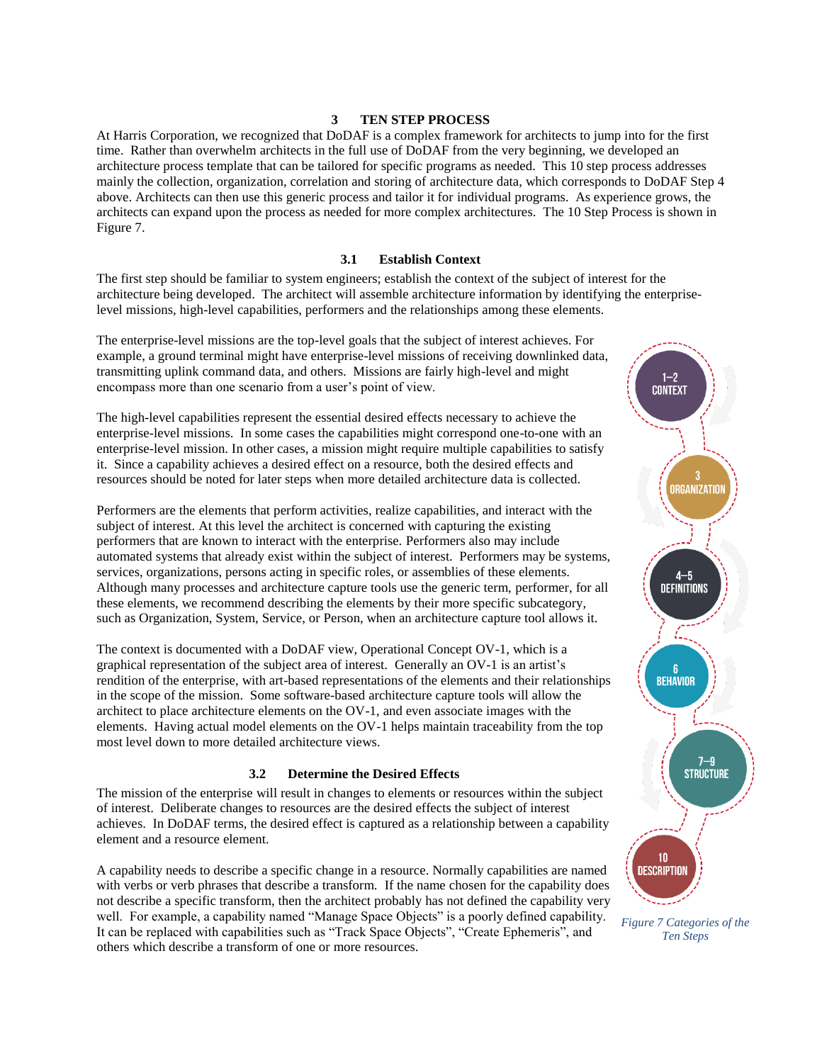## 3 TEN STEP PROCESS

At Harris Corporation, we recognized that DoDAF is a complex framework for architects to jump into for the first time. Rather than overwhelm architects in the full use of DoDAF from the very beginning, we developed an architecture process template that can be tailored for specific programs as needed. This 10 step process addresses mainly the collection, organization, correlation and storing of architecture data, which corresponds to DoDAF Step 4 above. Architects can then use this generic process and tailor it for individual programs. As experience grows, the architects can expand upon the process as needed for more complex architectures. The 10 Step Process is shown in Figure 7.

### 3.1 Establish Context

The first step should be familiar to system engineers; establish the context of the subject of interest for the architecture being developed. The architect will assemble architecture information by identifying the enterprise-level missions, high-level capabilities, performers and the relationships among these elements.

The enterprise-level missions are the top-level goals that the subject of interest achieves. For example, a ground terminal might have enterprise-level missions of receiving downlinked data, transmitting uplink command data, and others. Missions are fairly high-level and might encompass more than one scenario from a user's point of view.

The high-level capabilities represent the essential desired effects necessary to achieve the enterprise-level missions. In some cases the capabilities might correspond one-to-one with an enterprise-level mission. In other cases, a mission might require multiple capabilities to satisfy it. Since a capability achieves a desired effect on a resource, both the desired effects and resources should be noted for later steps when more detailed architecture data is collected.

Performers are the elements that perform activities, realize capabilities, and interact with the subject of interest. At this level the architect is concerned with capturing the existing performers that are known to interact with the enterprise. Performers also may include automated systems that already exist within the subject of interest. Performers may be systems, services, organizations, persons acting in specific roles, or assemblies of these elements. Although many processes and architecture capture tools use the generic term, performer, for all these elements, we recommend describing the elements by their more specific subcategory, such as Organization, System, Service, or Person, when an architecture capture tool allows it.

The context is documented with a DoDAF view, Operational Concept OV-1, which is a graphical representation of the subject area of interest. Generally an OV-1 is an artist's rendition of the enterprise, with art-based representations of the elements and their relationships in the scope of the mission. Some software-based architecture capture tools will allow the architect to place architecture elements on the OV-1, and even associate images with the elements. Having actual model elements on the OV-1 helps maintain traceability from the top most level down to more detailed architecture views.

1–2 CONTEXT

3 ORGANIZATION

4–5 DEFINITIONS

6 BEHAVIOR

7–9 STRUCTURE

10 DESCRIPTION

*Figure 7 Categories of the Ten Steps*

### 3.2 Determine the Desired Effects

The mission of the enterprise will result in changes to elements or resources within the subject of interest. Deliberate changes to resources are the desired effects the subject of interest achieves. In DoDAF terms, the desired effect is captured as a relationship between a capability element and a resource element.

A capability needs to describe a specific change in a resource. Normally capabilities are named with verbs or verb phrases that describe a transform. If the name chosen for the capability does not describe a specific transform, then the architect probably has not defined the capability very well. For example, a capability named "Manage Space Objects" is a poorly defined capability. It can be replaced with capabilities such as "Track Space Objects", "Create Ephemeris", and others which describe a transform of one or more resources.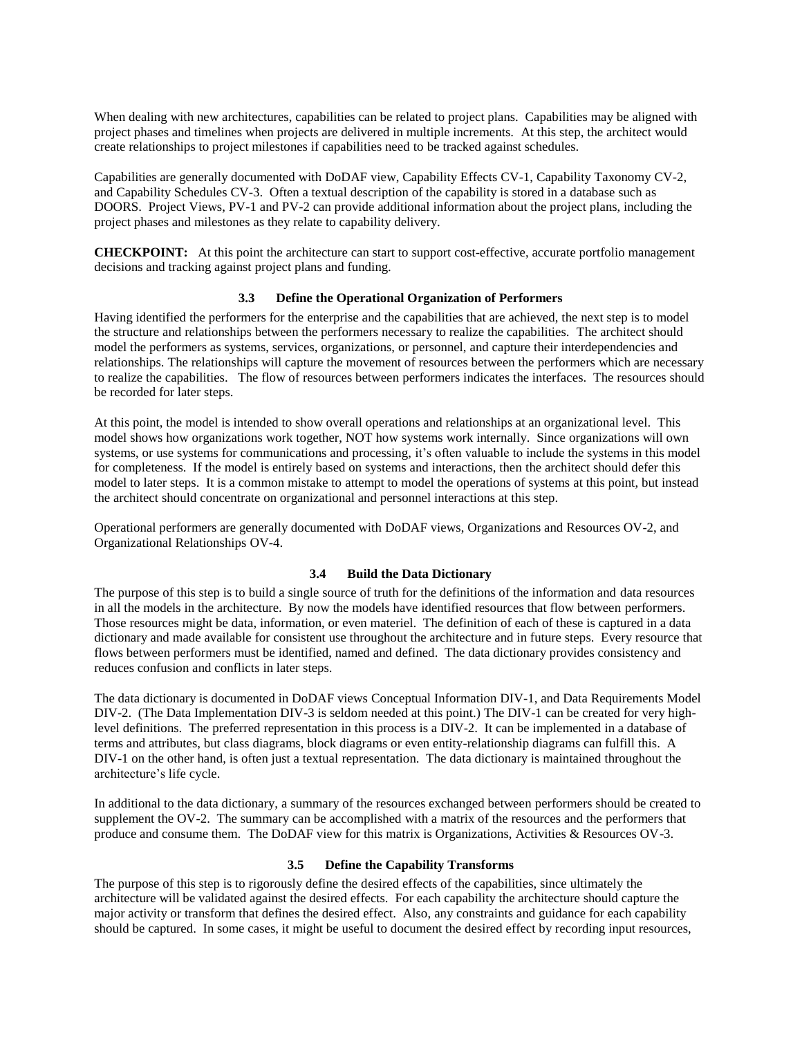When dealing with new architectures, capabilities can be related to project plans. Capabilities may be aligned with project phases and timelines when projects are delivered in multiple increments. At this step, the architect would create relationships to project milestones if capabilities need to be tracked against schedules.

Capabilities are generally documented with DoDAF view, Capability Effects CV-1, Capability Taxonomy CV-2, and Capability Schedules CV-3. Often a textual description of the capability is stored in a database such as DOORS. Project Views, PV-1 and PV-2 can provide additional information about the project plans, including the project phases and milestones as they relate to capability delivery.

**CHECKPOINT:** At this point the architecture can start to support cost-effective, accurate portfolio management decisions and tracking against project plans and funding.

### 3.3 Define the Operational Organization of Performers

Having identified the performers for the enterprise and the capabilities that are achieved, the next step is to model the structure and relationships between the performers necessary to realize the capabilities. The architect should model the performers as systems, services, organizations, or personnel, and capture their interdependencies and relationships. The relationships will capture the movement of resources between the performers which are necessary to realize the capabilities. The flow of resources between performers indicates the interfaces. The resources should be recorded for later steps.

At this point, the model is intended to show overall operations and relationships at an organizational level. This model shows how organizations work together, NOT how systems work internally. Since organizations will own systems, or use systems for communications and processing, it's often valuable to include the systems in this model for completeness. If the model is entirely based on systems and interactions, then the architect should defer this model to later steps. It is a common mistake to attempt to model the operations of systems at this point, but instead the architect should concentrate on organizational and personnel interactions at this step.

Operational performers are generally documented with DoDAF views, Organizations and Resources OV-2, and Organizational Relationships OV-4.

### 3.4 Build the Data Dictionary

The purpose of this step is to build a single source of truth for the definitions of the information and data resources in all the models in the architecture. By now the models have identified resources that flow between performers. Those resources might be data, information, or even materiel. The definition of each of these is captured in a data dictionary and made available for consistent use throughout the architecture and in future steps. Every resource that flows between performers must be identified, named and defined. The data dictionary provides consistency and reduces confusion and conflicts in later steps.

The data dictionary is documented in DoDAF views Conceptual Information DIV-1, and Data Requirements Model DIV-2. (The Data Implementation DIV-3 is seldom needed at this point.) The DIV-1 can be created for very high-level definitions. The preferred representation in this process is a DIV-2. It can be implemented in a database of terms and attributes, but class diagrams, block diagrams or even entity-relationship diagrams can fulfill this. A DIV-1 on the other hand, is often just a textual representation. The data dictionary is maintained throughout the architecture's life cycle.

In additional to the data dictionary, a summary of the resources exchanged between performers should be created to supplement the OV-2. The summary can be accomplished with a matrix of the resources and the performers that produce and consume them. The DoDAF view for this matrix is Organizations, Activities & Resources OV-3.

### 3.5 Define the Capability Transforms

The purpose of this step is to rigorously define the desired effects of the capabilities, since ultimately the architecture will be validated against the desired effects. For each capability the architecture should capture the major activity or transform that defines the desired effect. Also, any constraints and guidance for each capability should be captured. In some cases, it might be useful to document the desired effect by recording input resources,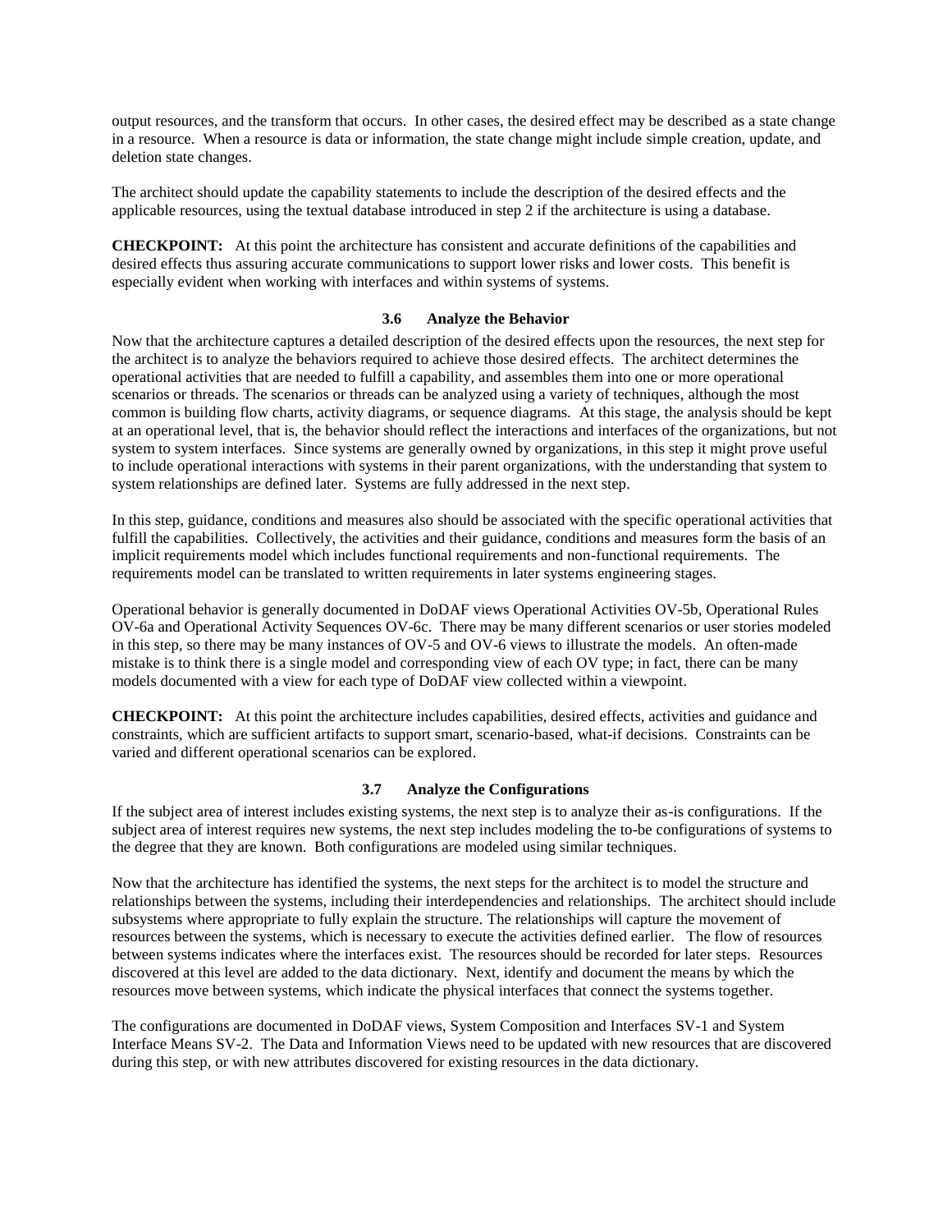output resources, and the transform that occurs. In other cases, the desired effect may be described as a state change in a resource. When a resource is data or information, the state change might include simple creation, update, and deletion state changes.

The architect should update the capability statements to include the description of the desired effects and the applicable resources, using the textual database introduced in step 2 if the architecture is using a database.

**CHECKPOINT:** At this point the architecture has consistent and accurate definitions of the capabilities and desired effects thus assuring accurate communications to support lower risks and lower costs. This benefit is especially evident when working with interfaces and within systems of systems.

### 3.6 Analyze the Behavior

Now that the architecture captures a detailed description of the desired effects upon the resources, the next step for the architect is to analyze the behaviors required to achieve those desired effects. The architect determines the operational activities that are needed to fulfill a capability, and assembles them into one or more operational scenarios or threads. The scenarios or threads can be analyzed using a variety of techniques, although the most common is building flow charts, activity diagrams, or sequence diagrams. At this stage, the analysis should be kept at an operational level, that is, the behavior should reflect the interactions and interfaces of the organizations, but not system to system interfaces. Since systems are generally owned by organizations, in this step it might prove useful to include operational interactions with systems in their parent organizations, with the understanding that system to system relationships are defined later. Systems are fully addressed in the next step.

In this step, guidance, conditions and measures also should be associated with the specific operational activities that fulfill the capabilities. Collectively, the activities and their guidance, conditions and measures form the basis of an implicit requirements model which includes functional requirements and non-functional requirements. The requirements model can be translated to written requirements in later systems engineering stages.

Operational behavior is generally documented in DoDAF views Operational Activities OV-5b, Operational Rules OV-6a and Operational Activity Sequences OV-6c. There may be many different scenarios or user stories modeled in this step, so there may be many instances of OV-5 and OV-6 views to illustrate the models. An often-made mistake is to think there is a single model and corresponding view of each OV type; in fact, there can be many models documented with a view for each type of DoDAF view collected within a viewpoint.

**CHECKPOINT:** At this point the architecture includes capabilities, desired effects, activities and guidance and constraints, which are sufficient artifacts to support smart, scenario-based, what-if decisions. Constraints can be varied and different operational scenarios can be explored.

### 3.7 Analyze the Configurations

If the subject area of interest includes existing systems, the next step is to analyze their as-is configurations. If the subject area of interest requires new systems, the next step includes modeling the to-be configurations of systems to the degree that they are known. Both configurations are modeled using similar techniques.

Now that the architecture has identified the systems, the next steps for the architect is to model the structure and relationships between the systems, including their interdependencies and relationships. The architect should include subsystems where appropriate to fully explain the structure. The relationships will capture the movement of resources between the systems, which is necessary to execute the activities defined earlier. The flow of resources between systems indicates where the interfaces exist. The resources should be recorded for later steps. Resources discovered at this level are added to the data dictionary. Next, identify and document the means by which the resources move between systems, which indicate the physical interfaces that connect the systems together.

The configurations are documented in DoDAF views, System Composition and Interfaces SV-1 and System Interface Means SV-2. The Data and Information Views need to be updated with new resources that are discovered during this step, or with new attributes discovered for existing resources in the data dictionary.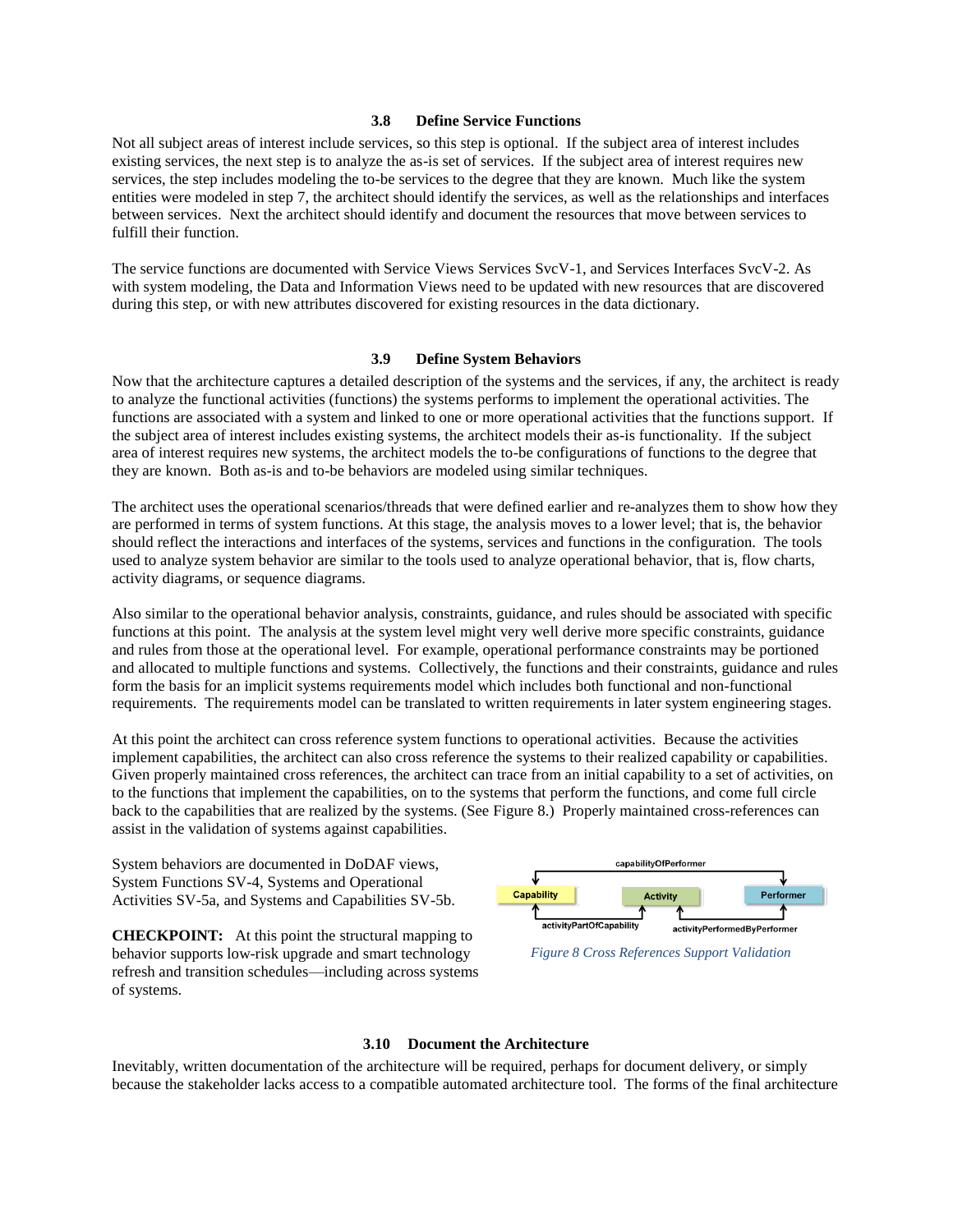### 3.8 Define Service Functions

Not all subject areas of interest include services, so this step is optional. If the subject area of interest includes existing services, the next step is to analyze the as-is set of services. If the subject area of interest requires new services, the step includes modeling the to-be services to the degree that they are known. Much like the system entities were modeled in step 7, the architect should identify the services, as well as the relationships and interfaces between services. Next the architect should identify and document the resources that move between services to fulfill their function.

The service functions are documented with Service Views Services SvcV-1, and Services Interfaces SvcV-2. As with system modeling, the Data and Information Views need to be updated with new resources that are discovered during this step, or with new attributes discovered for existing resources in the data dictionary.

### 3.9 Define System Behaviors

Now that the architecture captures a detailed description of the systems and the services, if any, the architect is ready to analyze the functional activities (functions) the systems performs to implement the operational activities. The functions are associated with a system and linked to one or more operational activities that the functions support. If the subject area of interest includes existing systems, the architect models their as-is functionality. If the subject area of interest requires new systems, the architect models the to-be configurations of functions to the degree that they are known. Both as-is and to-be behaviors are modeled using similar techniques.

The architect uses the operational scenarios/threads that were defined earlier and re-analyzes them to show how they are performed in terms of system functions. At this stage, the analysis moves to a lower level; that is, the behavior should reflect the interactions and interfaces of the systems, services and functions in the configuration. The tools used to analyze system behavior are similar to the tools used to analyze operational behavior, that is, flow charts, activity diagrams, or sequence diagrams.

Also similar to the operational behavior analysis, constraints, guidance, and rules should be associated with specific functions at this point. The analysis at the system level might very well derive more specific constraints, guidance and rules from those at the operational level. For example, operational performance constraints may be portioned and allocated to multiple functions and systems. Collectively, the functions and their constraints, guidance and rules form the basis for an implicit systems requirements model which includes both functional and non-functional requirements. The requirements model can be translated to written requirements in later system engineering stages.

At this point the architect can cross reference system functions to operational activities. Because the activities implement capabilities, the architect can also cross reference the systems to their realized capability or capabilities. Given properly maintained cross references, the architect can trace from an initial capability to a set of activities, on to the functions that implement the capabilities, on to the systems that perform the functions, and come full circle back to the capabilities that are realized by the systems. (See Figure 8.) Properly maintained cross-references can assist in the validation of systems against capabilities.

System behaviors are documented in DoDAF views, System Functions SV-4, Systems and Operational Activities SV-5a, and Systems and Capabilities SV-5b.

**CHECKPOINT:** At this point the structural mapping to behavior supports low-risk upgrade and smart technology refresh and transition schedules—including across systems of systems.

*Figure 8 Cross References Support Validation*

### 3.10 Document the Architecture

Inevitably, written documentation of the architecture will be required, perhaps for document delivery, or simply because the stakeholder lacks access to a compatible automated architecture tool. The forms of the final architecture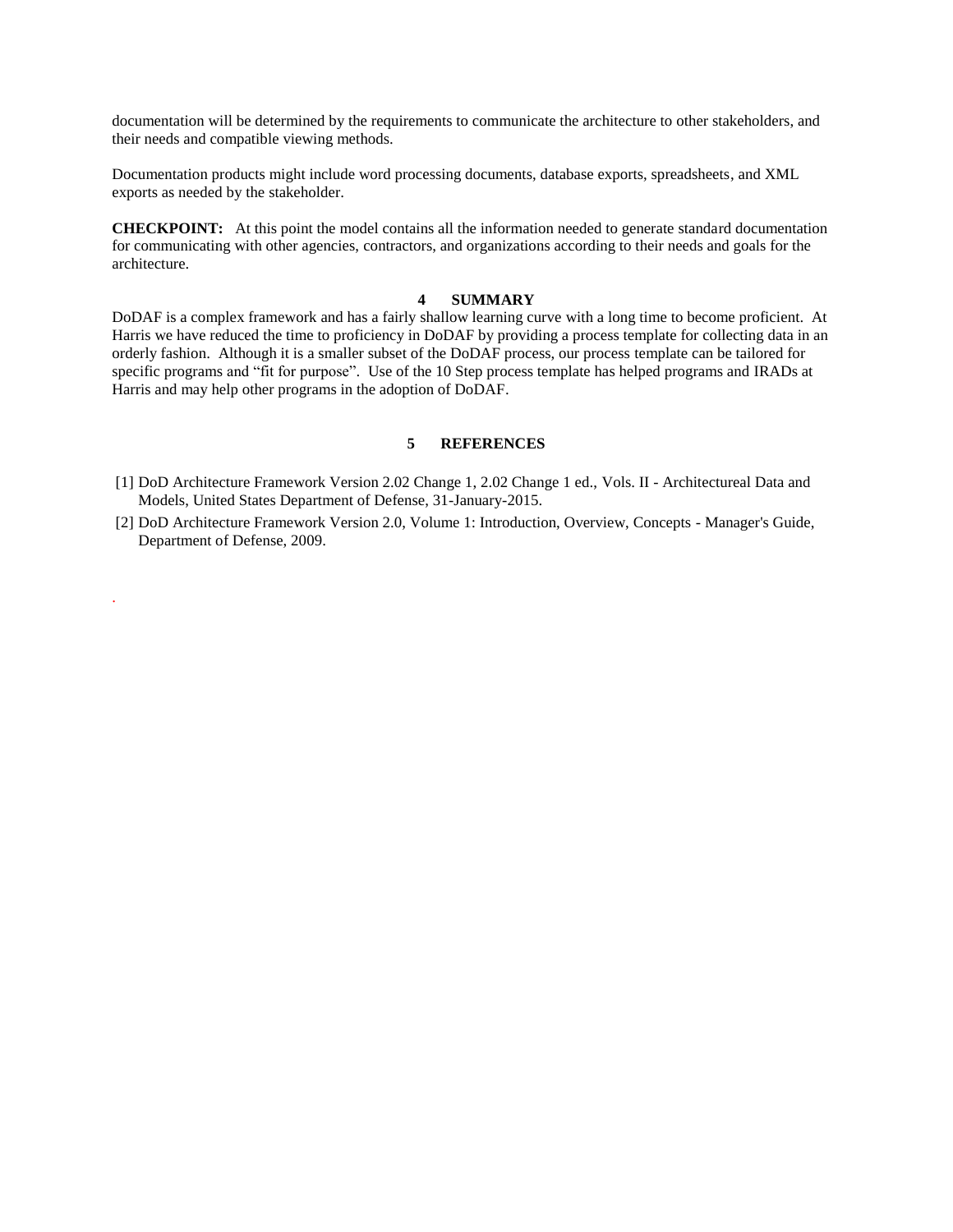documentation will be determined by the requirements to communicate the architecture to other stakeholders, and their needs and compatible viewing methods.

Documentation products might include word processing documents, database exports, spreadsheets, and XML exports as needed by the stakeholder.

**CHECKPOINT:** At this point the model contains all the information needed to generate standard documentation for communicating with other agencies, contractors, and organizations according to their needs and goals for the architecture.

## 4 SUMMARY

DoDAF is a complex framework and has a fairly shallow learning curve with a long time to become proficient. At Harris we have reduced the time to proficiency in DoDAF by providing a process template for collecting data in an orderly fashion. Although it is a smaller subset of the DoDAF process, our process template can be tailored for specific programs and "fit for purpose". Use of the 10 Step process template has helped programs and IRADs at Harris and may help other programs in the adoption of DoDAF.

## 5 REFERENCES

[1] DoD Architecture Framework Version 2.02 Change 1, 2.02 Change 1 ed., Vols. II - Architectureal Data and Models, United States Department of Defense, 31-January-2015.

[2] DoD Architecture Framework Version 2.0, Volume 1: Introduction, Overview, Concepts - Manager's Guide, Department of Defense, 2009.